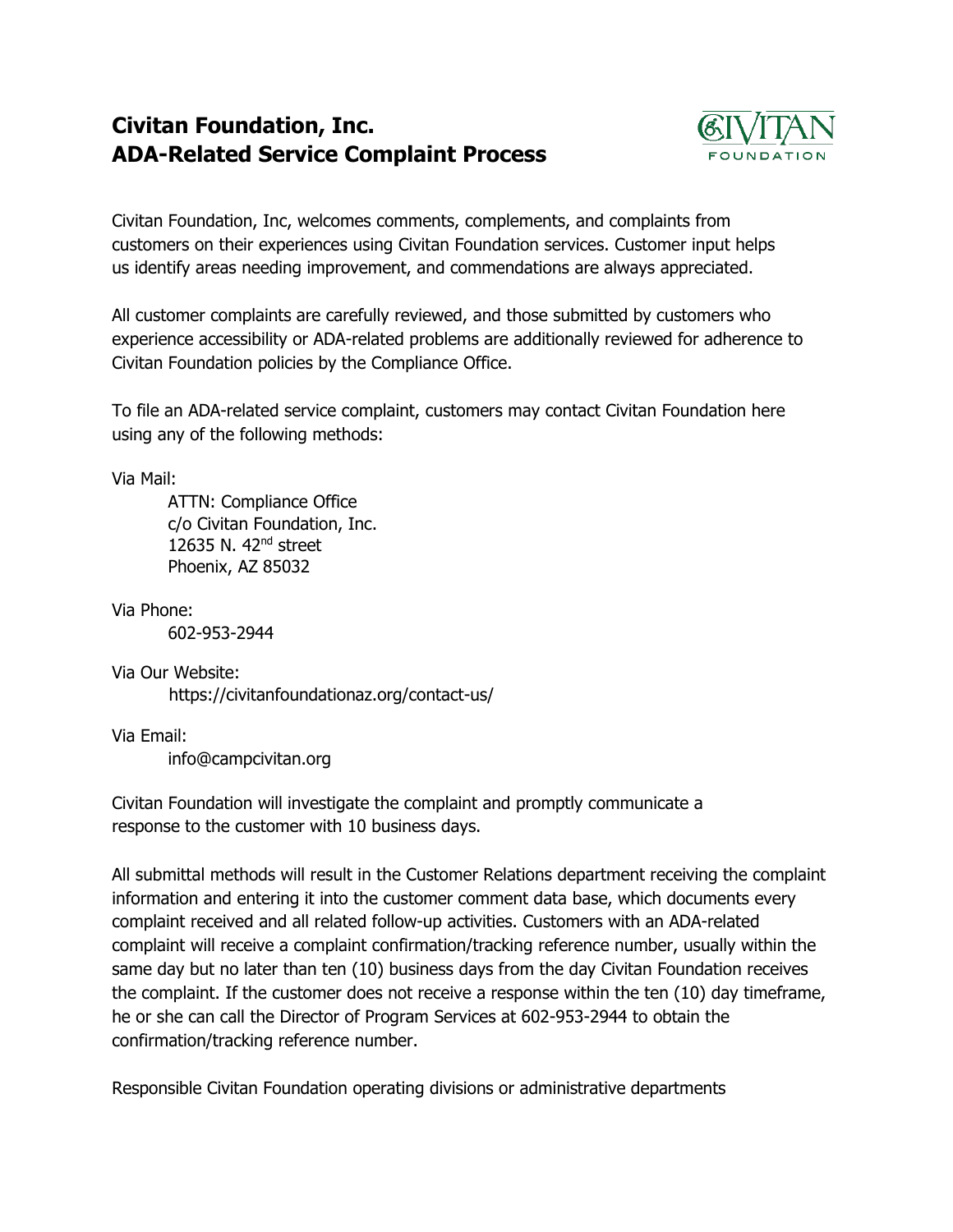# Civitan Foundation, Inc.
# ADA-Related Service Complaint Process

Civitan Foundation, Inc, welcomes comments, complements, and complaints from customers on their experiences using Civitan Foundation services. Customer input helps us identify areas needing improvement, and commendations are always appreciated.

All customer complaints are carefully reviewed, and those submitted by customers who experience accessibility or ADA-related problems are additionally reviewed for adherence to Civitan Foundation policies by the Compliance Office.

To file an ADA-related service complaint, customers may contact Civitan Foundation here using any of the following methods:

Via Mail:

ATTN: Compliance Office
c/o Civitan Foundation, Inc.
12635 N. 42nd street
Phoenix, AZ 85032

Via Phone:

602-953-2944

Via Our Website:

https://civitanfoundationaz.org/contact-us/

Via Email:

info@campcivitan.org

Civitan Foundation will investigate the complaint and promptly communicate a response to the customer with 10 business days.

All submittal methods will result in the Customer Relations department receiving the complaint information and entering it into the customer comment data base, which documents every complaint received and all related follow-up activities. Customers with an ADA-related complaint will receive a complaint confirmation/tracking reference number, usually within the same day but no later than ten (10) business days from the day Civitan Foundation receives the complaint. If the customer does not receive a response within the ten (10) day timeframe, he or she can call the Director of Program Services at 602-953-2944 to obtain the confirmation/tracking reference number.

Responsible Civitan Foundation operating divisions or administrative departments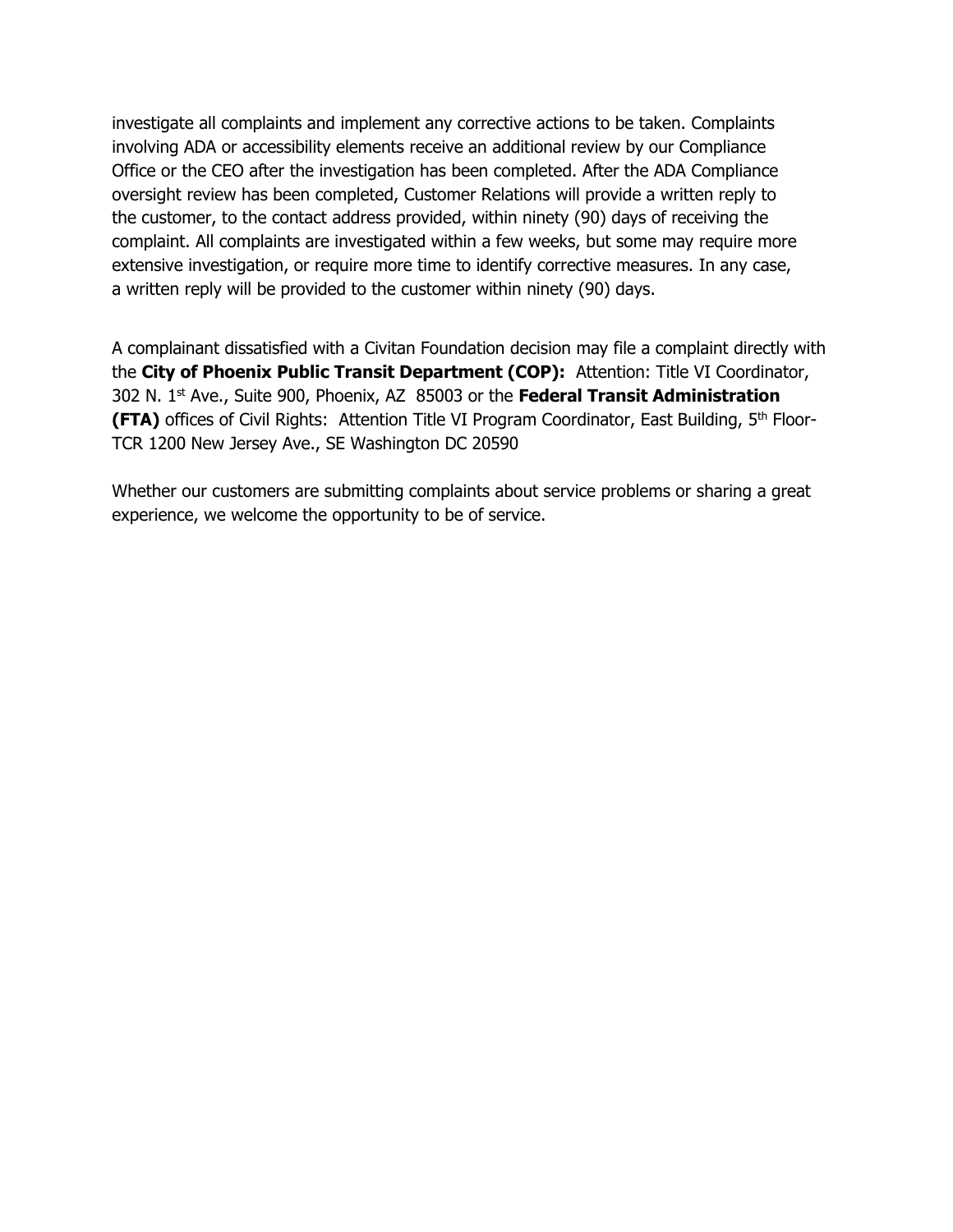investigate all complaints and implement any corrective actions to be taken. Complaints involving ADA or accessibility elements receive an additional review by our Compliance Office or the CEO after the investigation has been completed. After the ADA Compliance oversight review has been completed, Customer Relations will provide a written reply to the customer, to the contact address provided, within ninety (90) days of receiving the complaint. All complaints are investigated within a few weeks, but some may require more extensive investigation, or require more time to identify corrective measures. In any case, a written reply will be provided to the customer within ninety (90) days.

A complainant dissatisfied with a Civitan Foundation decision may file a complaint directly with the **City of Phoenix Public Transit Department (COP):** Attention: Title VI Coordinator, 302 N. 1st Ave., Suite 900, Phoenix, AZ 85003 or the **Federal Transit Administration (FTA)** offices of Civil Rights: Attention Title VI Program Coordinator, East Building, 5th Floor-TCR 1200 New Jersey Ave., SE Washington DC 20590

Whether our customers are submitting complaints about service problems or sharing a great experience, we welcome the opportunity to be of service.